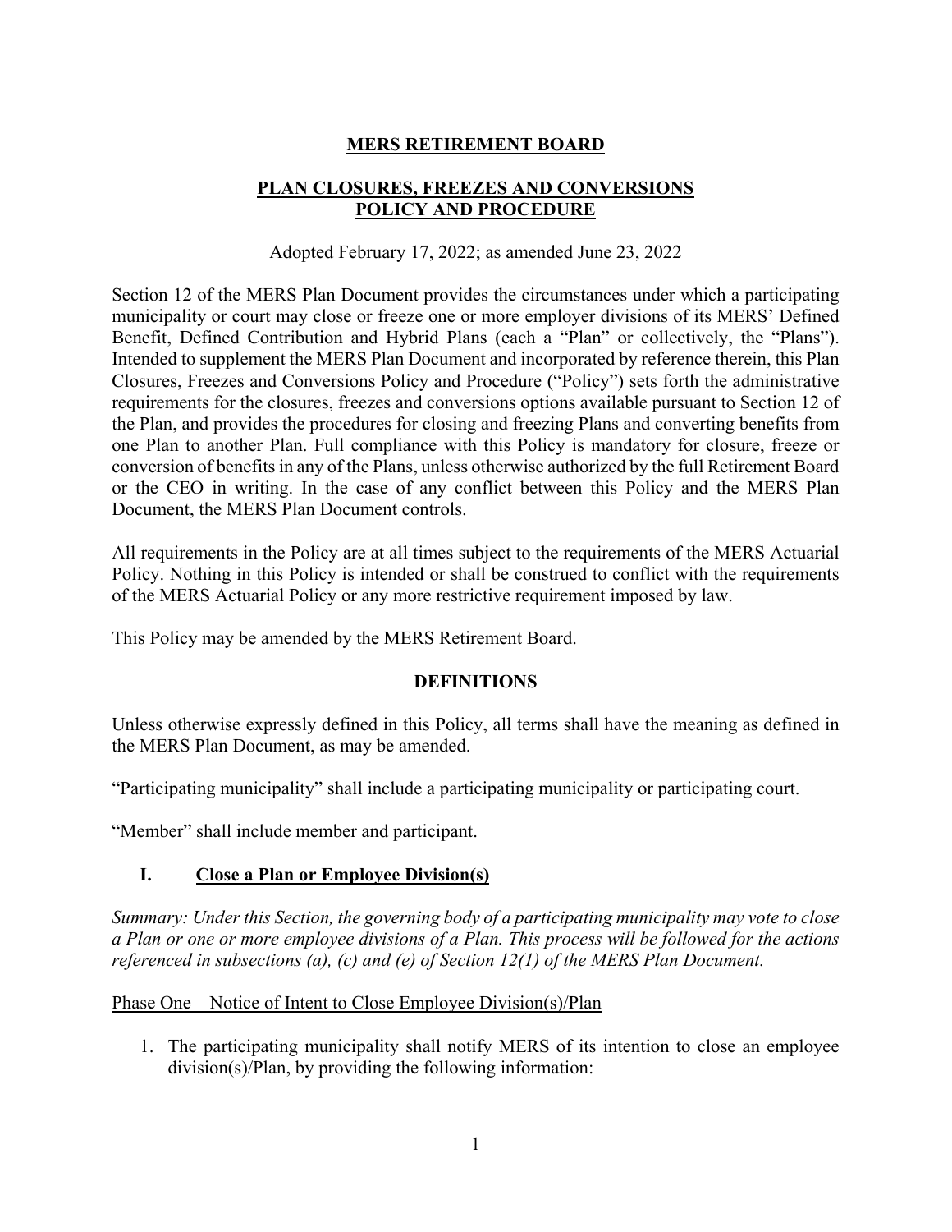# MERS RETIREMENT BOARD

## PLAN CLOSURES, FREEZES AND CONVERSIONS POLICY AND PROCEDURE

Adopted February 17, 2022; as amended June 23, 2022

Section 12 of the MERS Plan Document provides the circumstances under which a participating municipality or court may close or freeze one or more employer divisions of its MERS' Defined Benefit, Defined Contribution and Hybrid Plans (each a "Plan" or collectively, the "Plans"). Intended to supplement the MERS Plan Document and incorporated by reference therein, this Plan Closures, Freezes and Conversions Policy and Procedure ("Policy") sets forth the administrative requirements for the closures, freezes and conversions options available pursuant to Section 12 of the Plan, and provides the procedures for closing and freezing Plans and converting benefits from one Plan to another Plan. Full compliance with this Policy is mandatory for closure, freeze or conversion of benefits in any of the Plans, unless otherwise authorized by the full Retirement Board or the CEO in writing. In the case of any conflict between this Policy and the MERS Plan Document, the MERS Plan Document controls.

All requirements in the Policy are at all times subject to the requirements of the MERS Actuarial Policy. Nothing in this Policy is intended or shall be construed to conflict with the requirements of the MERS Actuarial Policy or any more restrictive requirement imposed by law.

This Policy may be amended by the MERS Retirement Board.

### DEFINITIONS

Unless otherwise expressly defined in this Policy, all terms shall have the meaning as defined in the MERS Plan Document, as may be amended.

"Participating municipality" shall include a participating municipality or participating court.

"Member" shall include member and participant.

### I. Close a Plan or Employee Division(s)

*Summary: Under this Section, the governing body of a participating municipality may vote to close a Plan or one or more employee divisions of a Plan. This process will be followed for the actions referenced in subsections (a), (c) and (e) of Section 12(1) of the MERS Plan Document.*

Phase One – Notice of Intent to Close Employee Division(s)/Plan

1. The participating municipality shall notify MERS of its intention to close an employee division(s)/Plan, by providing the following information: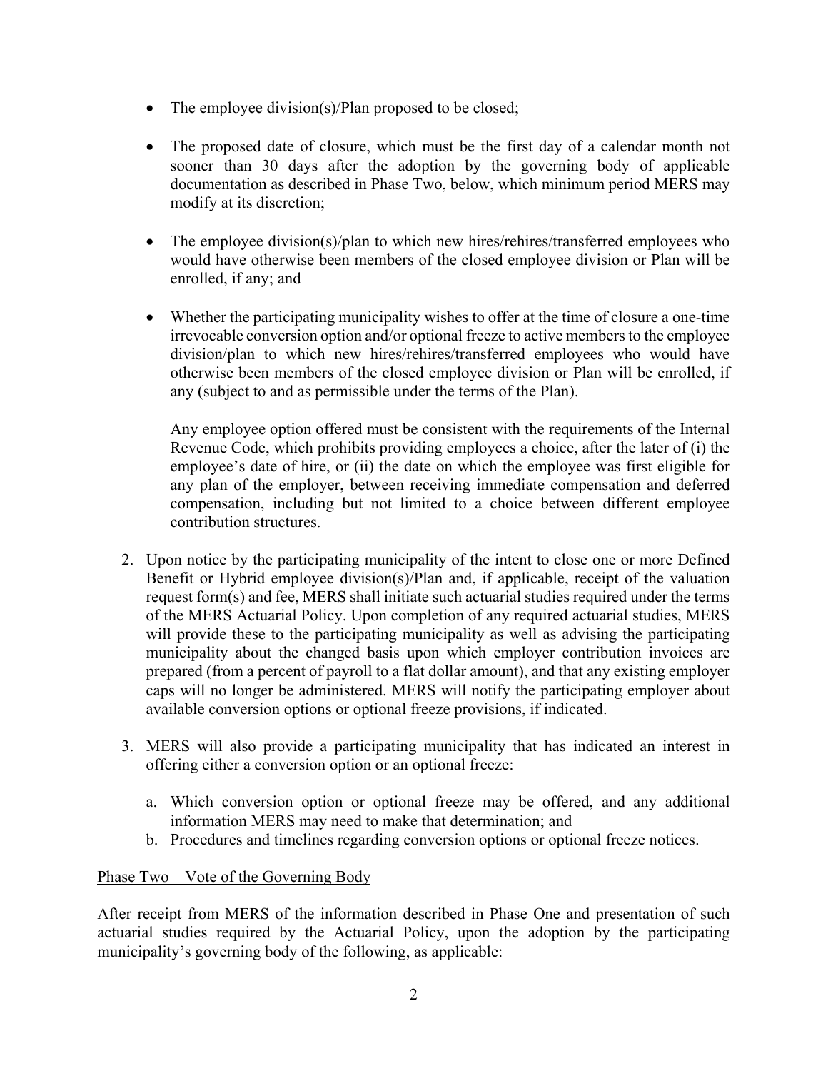- The employee division(s)/Plan proposed to be closed;
- The proposed date of closure, which must be the first day of a calendar month not sooner than 30 days after the adoption by the governing body of applicable documentation as described in Phase Two, below, which minimum period MERS may modify at its discretion;
- The employee division(s)/plan to which new hires/rehires/transferred employees who would have otherwise been members of the closed employee division or Plan will be enrolled, if any; and
- Whether the participating municipality wishes to offer at the time of closure a one-time irrevocable conversion option and/or optional freeze to active members to the employee division/plan to which new hires/rehires/transferred employees who would have otherwise been members of the closed employee division or Plan will be enrolled, if any (subject to and as permissible under the terms of the Plan).

  Any employee option offered must be consistent with the requirements of the Internal Revenue Code, which prohibits providing employees a choice, after the later of (i) the employee's date of hire, or (ii) the date on which the employee was first eligible for any plan of the employer, between receiving immediate compensation and deferred compensation, including but not limited to a choice between different employee contribution structures.

2. Upon notice by the participating municipality of the intent to close one or more Defined Benefit or Hybrid employee division(s)/Plan and, if applicable, receipt of the valuation request form(s) and fee, MERS shall initiate such actuarial studies required under the terms of the MERS Actuarial Policy. Upon completion of any required actuarial studies, MERS will provide these to the participating municipality as well as advising the participating municipality about the changed basis upon which employer contribution invoices are prepared (from a percent of payroll to a flat dollar amount), and that any existing employer caps will no longer be administered. MERS will notify the participating employer about available conversion options or optional freeze provisions, if indicated.

3. MERS will also provide a participating municipality that has indicated an interest in offering either a conversion option or an optional freeze:

   a. Which conversion option or optional freeze may be offered, and any additional information MERS may need to make that determination; and
   b. Procedures and timelines regarding conversion options or optional freeze notices.

Phase Two – Vote of the Governing Body

After receipt from MERS of the information described in Phase One and presentation of such actuarial studies required by the Actuarial Policy, upon the adoption by the participating municipality's governing body of the following, as applicable: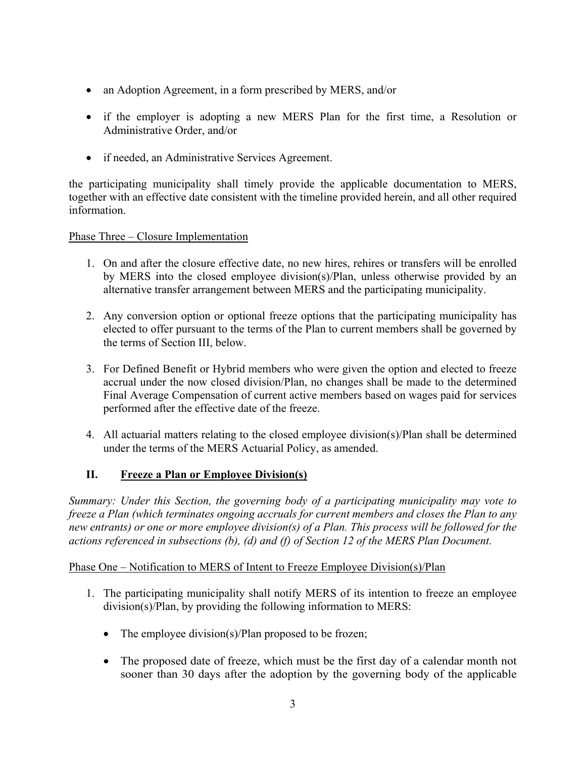- an Adoption Agreement, in a form prescribed by MERS, and/or
- if the employer is adopting a new MERS Plan for the first time, a Resolution or Administrative Order, and/or
- if needed, an Administrative Services Agreement.

the participating municipality shall timely provide the applicable documentation to MERS, together with an effective date consistent with the timeline provided herein, and all other required information.

Phase Three – Closure Implementation

1. On and after the closure effective date, no new hires, rehires or transfers will be enrolled by MERS into the closed employee division(s)/Plan, unless otherwise provided by an alternative transfer arrangement between MERS and the participating municipality.
2. Any conversion option or optional freeze options that the participating municipality has elected to offer pursuant to the terms of the Plan to current members shall be governed by the terms of Section III, below.
3. For Defined Benefit or Hybrid members who were given the option and elected to freeze accrual under the now closed division/Plan, no changes shall be made to the determined Final Average Compensation of current active members based on wages paid for services performed after the effective date of the freeze.
4. All actuarial matters relating to the closed employee division(s)/Plan shall be determined under the terms of the MERS Actuarial Policy, as amended.

## II. Freeze a Plan or Employee Division(s)

*Summary: Under this Section, the governing body of a participating municipality may vote to freeze a Plan (which terminates ongoing accruals for current members and closes the Plan to any new entrants) or one or more employee division(s) of a Plan. This process will be followed for the actions referenced in subsections (b), (d) and (f) of Section 12 of the MERS Plan Document.*

Phase One – Notification to MERS of Intent to Freeze Employee Division(s)/Plan

1. The participating municipality shall notify MERS of its intention to freeze an employee division(s)/Plan, by providing the following information to MERS:
   - The employee division(s)/Plan proposed to be frozen;
   - The proposed date of freeze, which must be the first day of a calendar month not sooner than 30 days after the adoption by the governing body of the applicable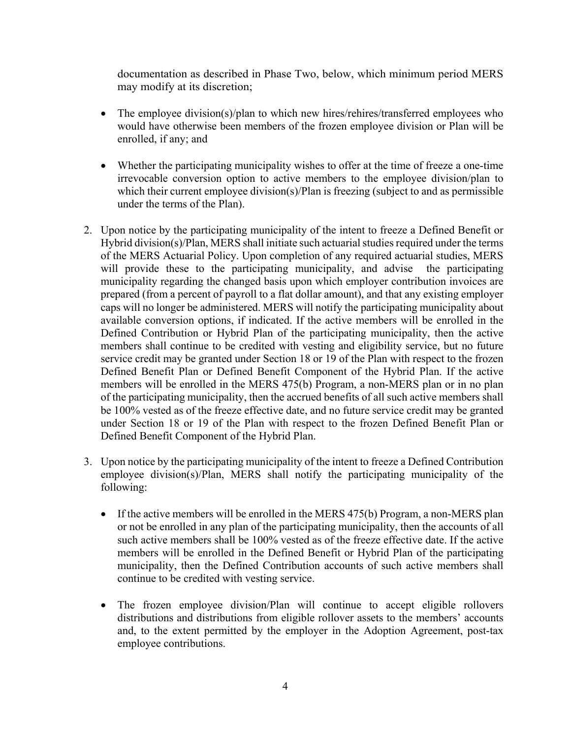documentation as described in Phase Two, below, which minimum period MERS may modify at its discretion;

- The employee division(s)/plan to which new hires/rehires/transferred employees who would have otherwise been members of the frozen employee division or Plan will be enrolled, if any; and

- Whether the participating municipality wishes to offer at the time of freeze a one-time irrevocable conversion option to active members to the employee division/plan to which their current employee division(s)/Plan is freezing (subject to and as permissible under the terms of the Plan).

2. Upon notice by the participating municipality of the intent to freeze a Defined Benefit or Hybrid division(s)/Plan, MERS shall initiate such actuarial studies required under the terms of the MERS Actuarial Policy. Upon completion of any required actuarial studies, MERS will provide these to the participating municipality, and advise the participating municipality regarding the changed basis upon which employer contribution invoices are prepared (from a percent of payroll to a flat dollar amount), and that any existing employer caps will no longer be administered. MERS will notify the participating municipality about available conversion options, if indicated. If the active members will be enrolled in the Defined Contribution or Hybrid Plan of the participating municipality, then the active members shall continue to be credited with vesting and eligibility service, but no future service credit may be granted under Section 18 or 19 of the Plan with respect to the frozen Defined Benefit Plan or Defined Benefit Component of the Hybrid Plan. If the active members will be enrolled in the MERS 475(b) Program, a non-MERS plan or in no plan of the participating municipality, then the accrued benefits of all such active members shall be 100% vested as of the freeze effective date, and no future service credit may be granted under Section 18 or 19 of the Plan with respect to the frozen Defined Benefit Plan or Defined Benefit Component of the Hybrid Plan.

3. Upon notice by the participating municipality of the intent to freeze a Defined Contribution employee division(s)/Plan, MERS shall notify the participating municipality of the following:

   - If the active members will be enrolled in the MERS 475(b) Program, a non-MERS plan or not be enrolled in any plan of the participating municipality, then the accounts of all such active members shall be 100% vested as of the freeze effective date. If the active members will be enrolled in the Defined Benefit or Hybrid Plan of the participating municipality, then the Defined Contribution accounts of such active members shall continue to be credited with vesting service.

   - The frozen employee division/Plan will continue to accept eligible rollovers distributions and distributions from eligible rollover assets to the members' accounts and, to the extent permitted by the employer in the Adoption Agreement, post-tax employee contributions.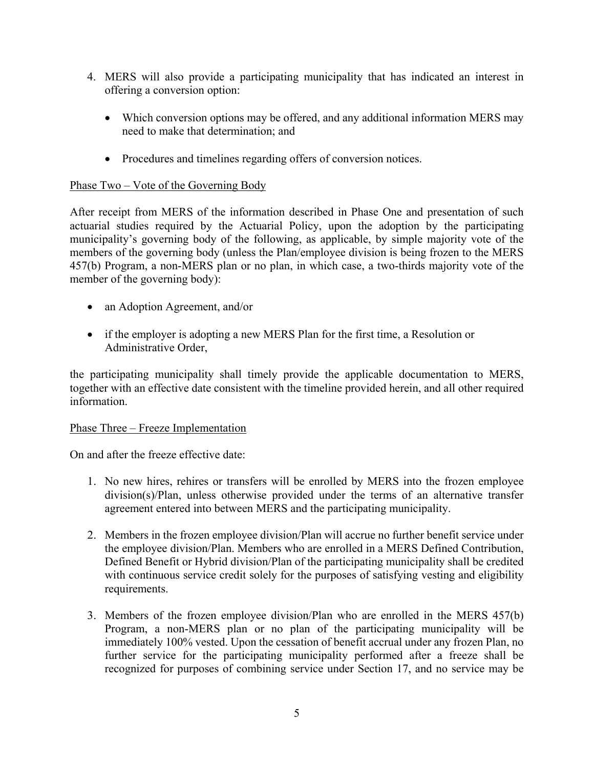4. MERS will also provide a participating municipality that has indicated an interest in offering a conversion option:

   - Which conversion options may be offered, and any additional information MERS may need to make that determination; and

   - Procedures and timelines regarding offers of conversion notices.

<u>Phase Two – Vote of the Governing Body</u>

After receipt from MERS of the information described in Phase One and presentation of such actuarial studies required by the Actuarial Policy, upon the adoption by the participating municipality's governing body of the following, as applicable, by simple majority vote of the members of the governing body (unless the Plan/employee division is being frozen to the MERS 457(b) Program, a non-MERS plan or no plan, in which case, a two-thirds majority vote of the member of the governing body):

- an Adoption Agreement, and/or

- if the employer is adopting a new MERS Plan for the first time, a Resolution or Administrative Order,

the participating municipality shall timely provide the applicable documentation to MERS, together with an effective date consistent with the timeline provided herein, and all other required information.

<u>Phase Three – Freeze Implementation</u>

On and after the freeze effective date:

1. No new hires, rehires or transfers will be enrolled by MERS into the frozen employee division(s)/Plan, unless otherwise provided under the terms of an alternative transfer agreement entered into between MERS and the participating municipality.

2. Members in the frozen employee division/Plan will accrue no further benefit service under the employee division/Plan. Members who are enrolled in a MERS Defined Contribution, Defined Benefit or Hybrid division/Plan of the participating municipality shall be credited with continuous service credit solely for the purposes of satisfying vesting and eligibility requirements.

3. Members of the frozen employee division/Plan who are enrolled in the MERS 457(b) Program, a non-MERS plan or no plan of the participating municipality will be immediately 100% vested. Upon the cessation of benefit accrual under any frozen Plan, no further service for the participating municipality performed after a freeze shall be recognized for purposes of combining service under Section 17, and no service may be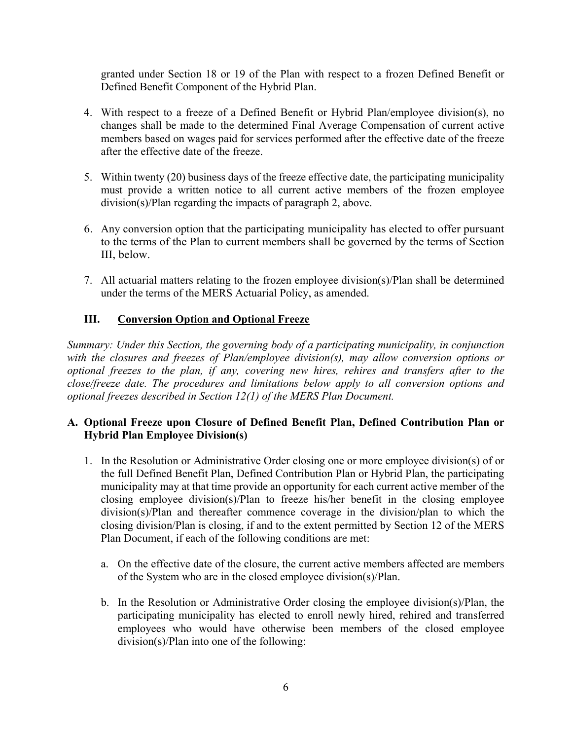granted under Section 18 or 19 of the Plan with respect to a frozen Defined Benefit or Defined Benefit Component of the Hybrid Plan.

4. With respect to a freeze of a Defined Benefit or Hybrid Plan/employee division(s), no changes shall be made to the determined Final Average Compensation of current active members based on wages paid for services performed after the effective date of the freeze after the effective date of the freeze.

5. Within twenty (20) business days of the freeze effective date, the participating municipality must provide a written notice to all current active members of the frozen employee division(s)/Plan regarding the impacts of paragraph 2, above.

6. Any conversion option that the participating municipality has elected to offer pursuant to the terms of the Plan to current members shall be governed by the terms of Section III, below.

7. All actuarial matters relating to the frozen employee division(s)/Plan shall be determined under the terms of the MERS Actuarial Policy, as amended.

## III. Conversion Option and Optional Freeze

*Summary: Under this Section, the governing body of a participating municipality, in conjunction with the closures and freezes of Plan/employee division(s), may allow conversion options or optional freezes to the plan, if any, covering new hires, rehires and transfers after to the close/freeze date. The procedures and limitations below apply to all conversion options and optional freezes described in Section 12(1) of the MERS Plan Document.*

### A. Optional Freeze upon Closure of Defined Benefit Plan, Defined Contribution Plan or Hybrid Plan Employee Division(s)

1. In the Resolution or Administrative Order closing one or more employee division(s) of or the full Defined Benefit Plan, Defined Contribution Plan or Hybrid Plan, the participating municipality may at that time provide an opportunity for each current active member of the closing employee division(s)/Plan to freeze his/her benefit in the closing employee division(s)/Plan and thereafter commence coverage in the division/plan to which the closing division/Plan is closing, if and to the extent permitted by Section 12 of the MERS Plan Document, if each of the following conditions are met:

   a. On the effective date of the closure, the current active members affected are members of the System who are in the closed employee division(s)/Plan.

   b. In the Resolution or Administrative Order closing the employee division(s)/Plan, the participating municipality has elected to enroll newly hired, rehired and transferred employees who would have otherwise been members of the closed employee division(s)/Plan into one of the following: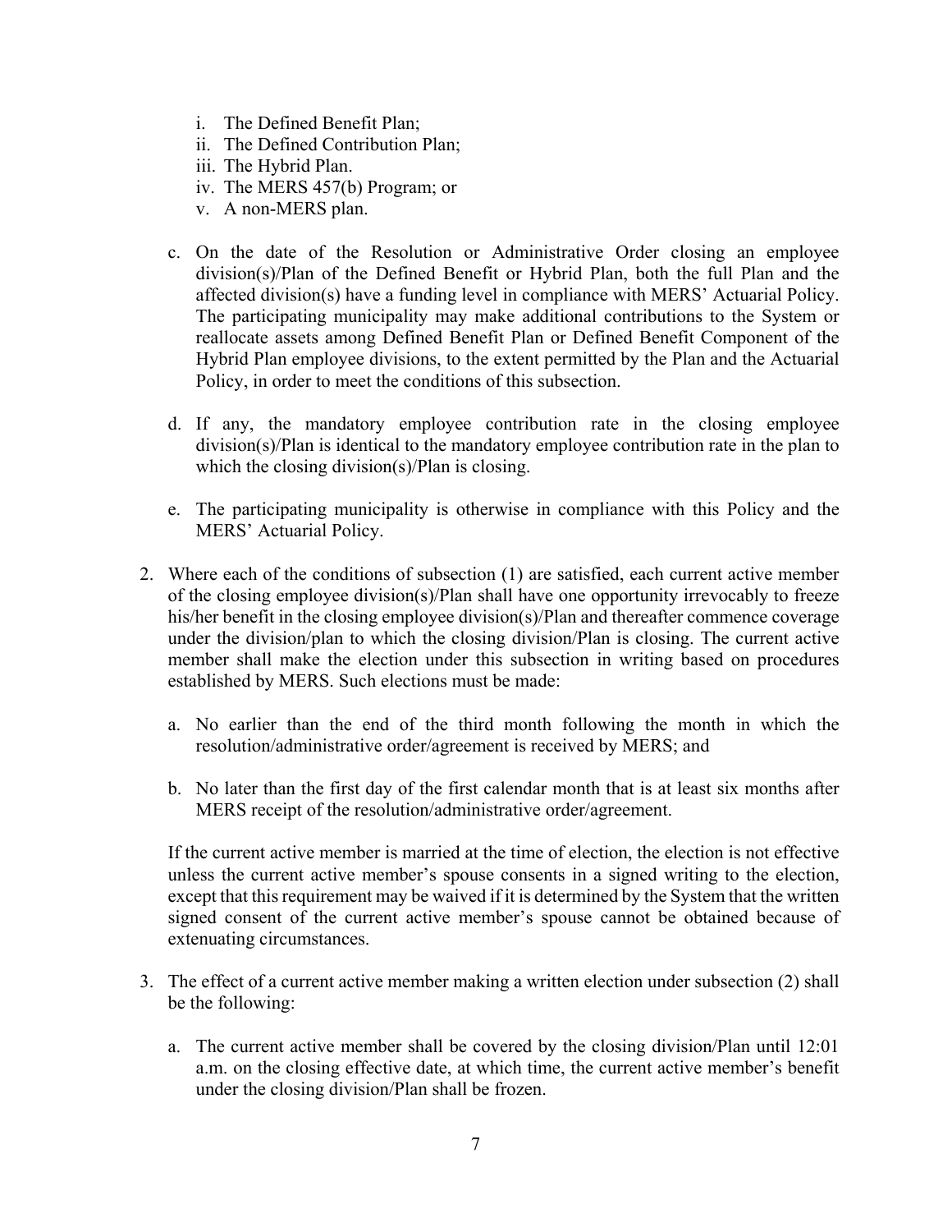i. The Defined Benefit Plan;
    ii. The Defined Contribution Plan;
    iii. The Hybrid Plan.
    iv. The MERS 457(b) Program; or
    v. A non-MERS plan.

  c. On the date of the Resolution or Administrative Order closing an employee division(s)/Plan of the Defined Benefit or Hybrid Plan, both the full Plan and the affected division(s) have a funding level in compliance with MERS' Actuarial Policy. The participating municipality may make additional contributions to the System or reallocate assets among Defined Benefit Plan or Defined Benefit Component of the Hybrid Plan employee divisions, to the extent permitted by the Plan and the Actuarial Policy, in order to meet the conditions of this subsection.

  d. If any, the mandatory employee contribution rate in the closing employee division(s)/Plan is identical to the mandatory employee contribution rate in the plan to which the closing division(s)/Plan is closing.

  e. The participating municipality is otherwise in compliance with this Policy and the MERS' Actuarial Policy.

2. Where each of the conditions of subsection (1) are satisfied, each current active member of the closing employee division(s)/Plan shall have one opportunity irrevocably to freeze his/her benefit in the closing employee division(s)/Plan and thereafter commence coverage under the division/plan to which the closing division/Plan is closing. The current active member shall make the election under this subsection in writing based on procedures established by MERS. Such elections must be made:

   a. No earlier than the end of the third month following the month in which the resolution/administrative order/agreement is received by MERS; and

   b. No later than the first day of the first calendar month that is at least six months after MERS receipt of the resolution/administrative order/agreement.

   If the current active member is married at the time of election, the election is not effective unless the current active member's spouse consents in a signed writing to the election, except that this requirement may be waived if it is determined by the System that the written signed consent of the current active member's spouse cannot be obtained because of extenuating circumstances.

3. The effect of a current active member making a written election under subsection (2) shall be the following:

   a. The current active member shall be covered by the closing division/Plan until 12:01 a.m. on the closing effective date, at which time, the current active member's benefit under the closing division/Plan shall be frozen.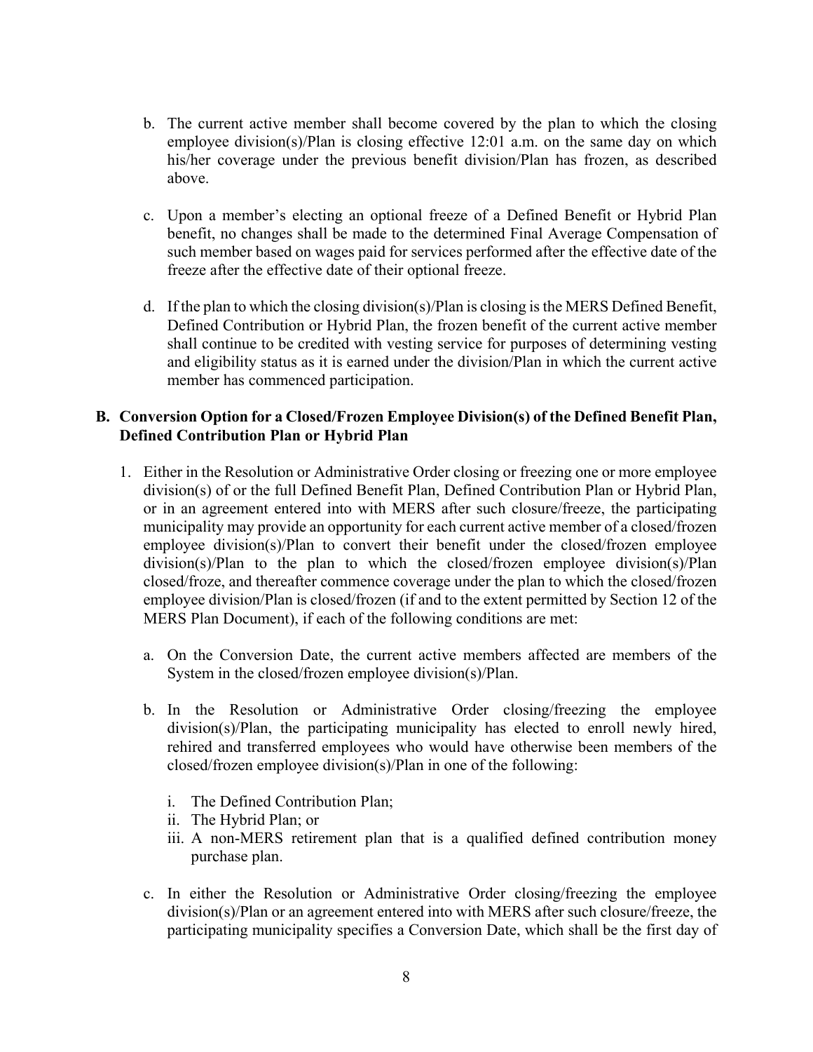b. The current active member shall become covered by the plan to which the closing employee division(s)/Plan is closing effective 12:01 a.m. on the same day on which his/her coverage under the previous benefit division/Plan has frozen, as described above.

c. Upon a member's electing an optional freeze of a Defined Benefit or Hybrid Plan benefit, no changes shall be made to the determined Final Average Compensation of such member based on wages paid for services performed after the effective date of the freeze after the effective date of their optional freeze.

d. If the plan to which the closing division(s)/Plan is closing is the MERS Defined Benefit, Defined Contribution or Hybrid Plan, the frozen benefit of the current active member shall continue to be credited with vesting service for purposes of determining vesting and eligibility status as it is earned under the division/Plan in which the current active member has commenced participation.

### B. Conversion Option for a Closed/Frozen Employee Division(s) of the Defined Benefit Plan, Defined Contribution Plan or Hybrid Plan

1. Either in the Resolution or Administrative Order closing or freezing one or more employee division(s) of or the full Defined Benefit Plan, Defined Contribution Plan or Hybrid Plan, or in an agreement entered into with MERS after such closure/freeze, the participating municipality may provide an opportunity for each current active member of a closed/frozen employee division(s)/Plan to convert their benefit under the closed/frozen employee division(s)/Plan to the plan to which the closed/frozen employee division(s)/Plan closed/froze, and thereafter commence coverage under the plan to which the closed/frozen employee division/Plan is closed/frozen (if and to the extent permitted by Section 12 of the MERS Plan Document), if each of the following conditions are met:

   a. On the Conversion Date, the current active members affected are members of the System in the closed/frozen employee division(s)/Plan.

   b. In the Resolution or Administrative Order closing/freezing the employee division(s)/Plan, the participating municipality has elected to enroll newly hired, rehired and transferred employees who would have otherwise been members of the closed/frozen employee division(s)/Plan in one of the following:

      i. The Defined Contribution Plan;
      ii. The Hybrid Plan; or
      iii. A non-MERS retirement plan that is a qualified defined contribution money purchase plan.

   c. In either the Resolution or Administrative Order closing/freezing the employee division(s)/Plan or an agreement entered into with MERS after such closure/freeze, the participating municipality specifies a Conversion Date, which shall be the first day of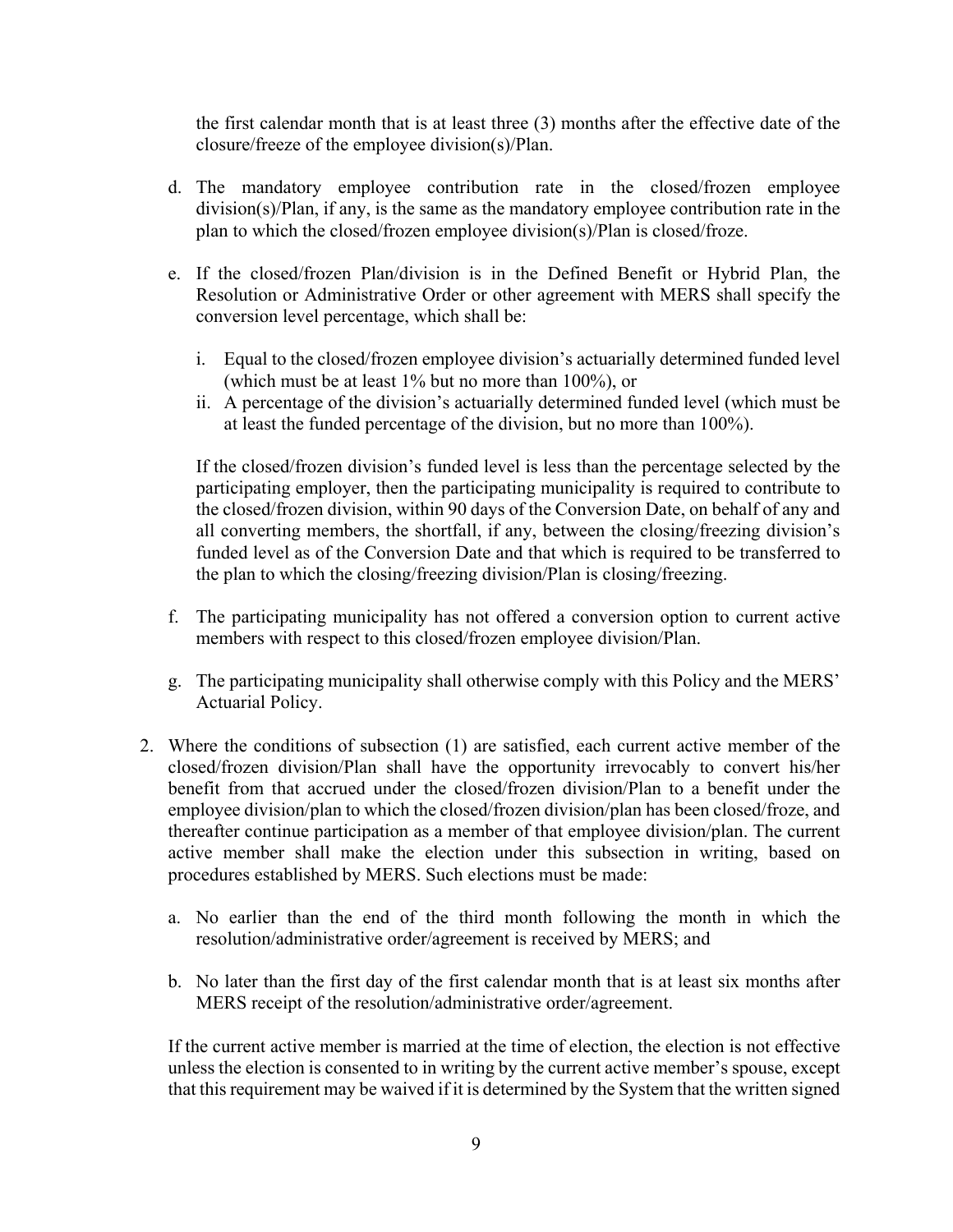the first calendar month that is at least three (3) months after the effective date of the closure/freeze of the employee division(s)/Plan.

d. The mandatory employee contribution rate in the closed/frozen employee division(s)/Plan, if any, is the same as the mandatory employee contribution rate in the plan to which the closed/frozen employee division(s)/Plan is closed/froze.

e. If the closed/frozen Plan/division is in the Defined Benefit or Hybrid Plan, the Resolution or Administrative Order or other agreement with MERS shall specify the conversion level percentage, which shall be:

   i. Equal to the closed/frozen employee division's actuarially determined funded level (which must be at least 1% but no more than 100%), or
   
   ii. A percentage of the division's actuarially determined funded level (which must be at least the funded percentage of the division, but no more than 100%).

   If the closed/frozen division's funded level is less than the percentage selected by the participating employer, then the participating municipality is required to contribute to the closed/frozen division, within 90 days of the Conversion Date, on behalf of any and all converting members, the shortfall, if any, between the closing/freezing division's funded level as of the Conversion Date and that which is required to be transferred to the plan to which the closing/freezing division/Plan is closing/freezing.

f. The participating municipality has not offered a conversion option to current active members with respect to this closed/frozen employee division/Plan.

g. The participating municipality shall otherwise comply with this Policy and the MERS' Actuarial Policy.

2. Where the conditions of subsection (1) are satisfied, each current active member of the closed/frozen division/Plan shall have the opportunity irrevocably to convert his/her benefit from that accrued under the closed/frozen division/Plan to a benefit under the employee division/plan to which the closed/frozen division/plan has been closed/froze, and thereafter continue participation as a member of that employee division/plan. The current active member shall make the election under this subsection in writing, based on procedures established by MERS. Such elections must be made:

   a. No earlier than the end of the third month following the month in which the resolution/administrative order/agreement is received by MERS; and
   
   b. No later than the first day of the first calendar month that is at least six months after MERS receipt of the resolution/administrative order/agreement.

   If the current active member is married at the time of election, the election is not effective unless the election is consented to in writing by the current active member's spouse, except that this requirement may be waived if it is determined by the System that the written signed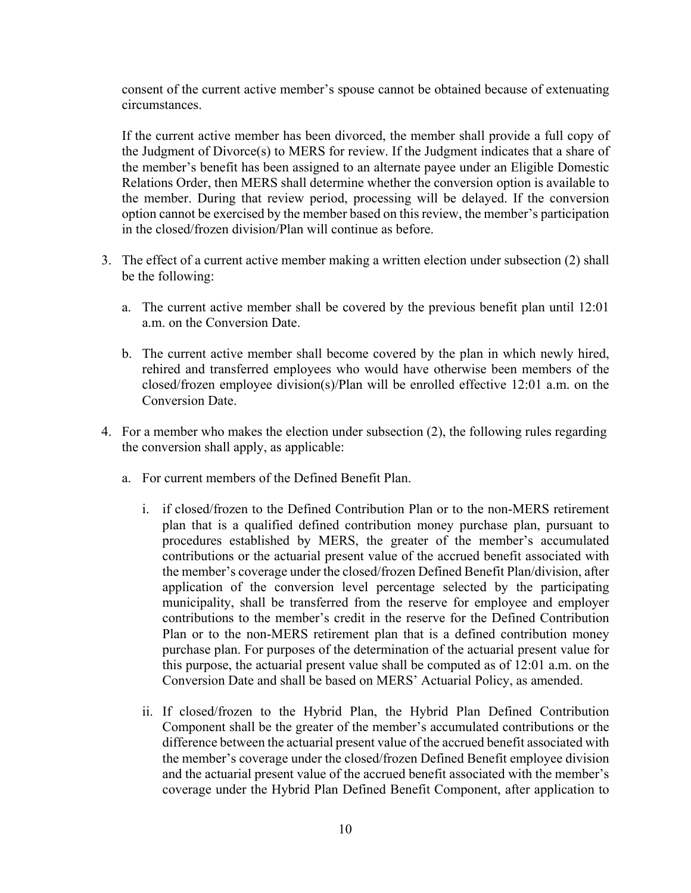consent of the current active member's spouse cannot be obtained because of extenuating circumstances.

If the current active member has been divorced, the member shall provide a full copy of the Judgment of Divorce(s) to MERS for review. If the Judgment indicates that a share of the member's benefit has been assigned to an alternate payee under an Eligible Domestic Relations Order, then MERS shall determine whether the conversion option is available to the member. During that review period, processing will be delayed. If the conversion option cannot be exercised by the member based on this review, the member's participation in the closed/frozen division/Plan will continue as before.

3. The effect of a current active member making a written election under subsection (2) shall be the following:

   a. The current active member shall be covered by the previous benefit plan until 12:01 a.m. on the Conversion Date.

   b. The current active member shall become covered by the plan in which newly hired, rehired and transferred employees who would have otherwise been members of the closed/frozen employee division(s)/Plan will be enrolled effective 12:01 a.m. on the Conversion Date.

4. For a member who makes the election under subsection (2), the following rules regarding the conversion shall apply, as applicable:

   a. For current members of the Defined Benefit Plan.

      i. if closed/frozen to the Defined Contribution Plan or to the non-MERS retirement plan that is a qualified defined contribution money purchase plan, pursuant to procedures established by MERS, the greater of the member's accumulated contributions or the actuarial present value of the accrued benefit associated with the member's coverage under the closed/frozen Defined Benefit Plan/division, after application of the conversion level percentage selected by the participating municipality, shall be transferred from the reserve for employee and employer contributions to the member's credit in the reserve for the Defined Contribution Plan or to the non-MERS retirement plan that is a defined contribution money purchase plan. For purposes of the determination of the actuarial present value for this purpose, the actuarial present value shall be computed as of 12:01 a.m. on the Conversion Date and shall be based on MERS' Actuarial Policy, as amended.

      ii. If closed/frozen to the Hybrid Plan, the Hybrid Plan Defined Contribution Component shall be the greater of the member's accumulated contributions or the difference between the actuarial present value of the accrued benefit associated with the member's coverage under the closed/frozen Defined Benefit employee division and the actuarial present value of the accrued benefit associated with the member's coverage under the Hybrid Plan Defined Benefit Component, after application to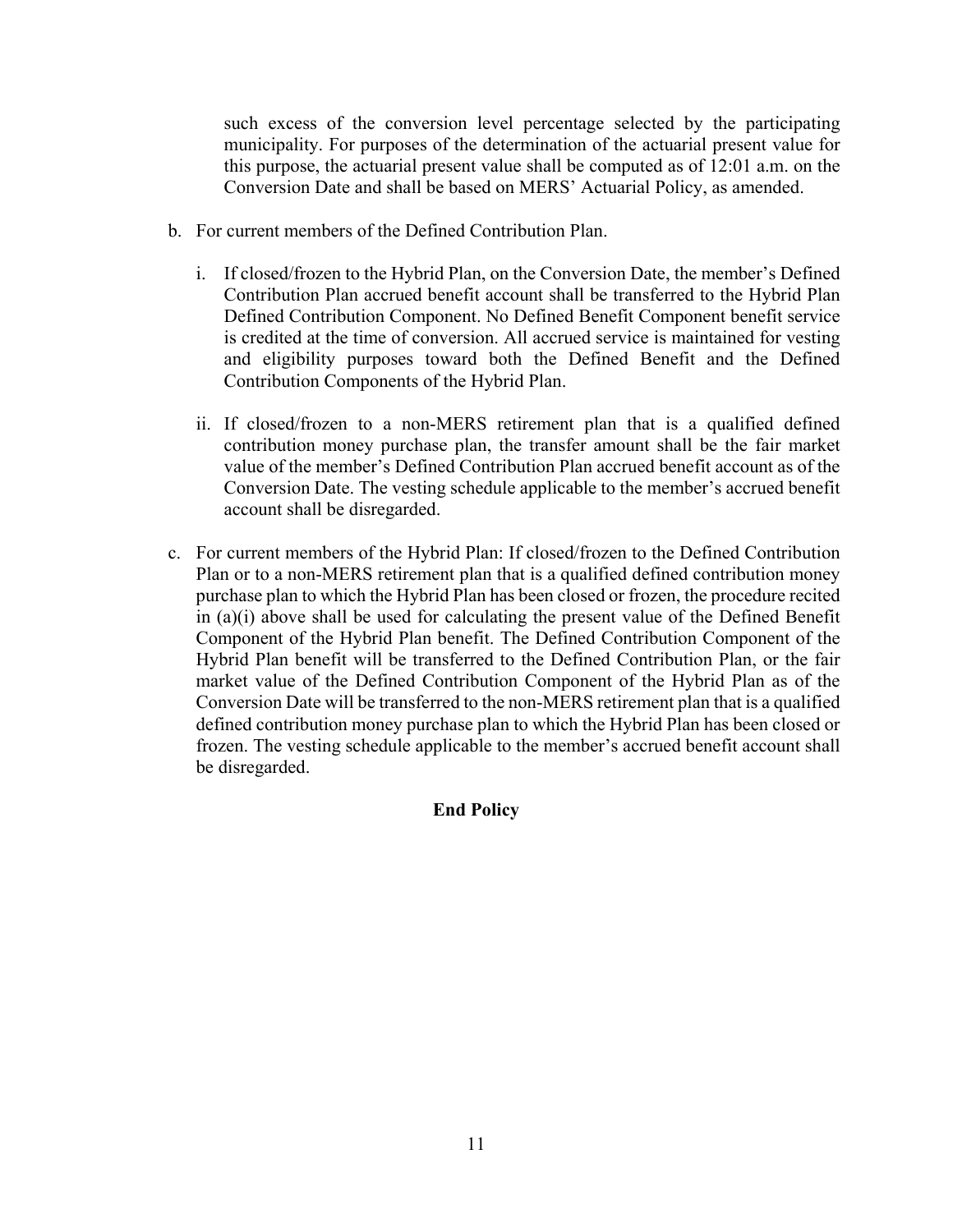such excess of the conversion level percentage selected by the participating municipality. For purposes of the determination of the actuarial present value for this purpose, the actuarial present value shall be computed as of 12:01 a.m. on the Conversion Date and shall be based on MERS' Actuarial Policy, as amended.

b. For current members of the Defined Contribution Plan.

   i. If closed/frozen to the Hybrid Plan, on the Conversion Date, the member's Defined Contribution Plan accrued benefit account shall be transferred to the Hybrid Plan Defined Contribution Component. No Defined Benefit Component benefit service is credited at the time of conversion. All accrued service is maintained for vesting and eligibility purposes toward both the Defined Benefit and the Defined Contribution Components of the Hybrid Plan.

   ii. If closed/frozen to a non-MERS retirement plan that is a qualified defined contribution money purchase plan, the transfer amount shall be the fair market value of the member's Defined Contribution Plan accrued benefit account as of the Conversion Date. The vesting schedule applicable to the member's accrued benefit account shall be disregarded.

c. For current members of the Hybrid Plan: If closed/frozen to the Defined Contribution Plan or to a non-MERS retirement plan that is a qualified defined contribution money purchase plan to which the Hybrid Plan has been closed or frozen, the procedure recited in (a)(i) above shall be used for calculating the present value of the Defined Benefit Component of the Hybrid Plan benefit. The Defined Contribution Component of the Hybrid Plan benefit will be transferred to the Defined Contribution Plan, or the fair market value of the Defined Contribution Component of the Hybrid Plan as of the Conversion Date will be transferred to the non-MERS retirement plan that is a qualified defined contribution money purchase plan to which the Hybrid Plan has been closed or frozen. The vesting schedule applicable to the member's accrued benefit account shall be disregarded.

**End Policy**